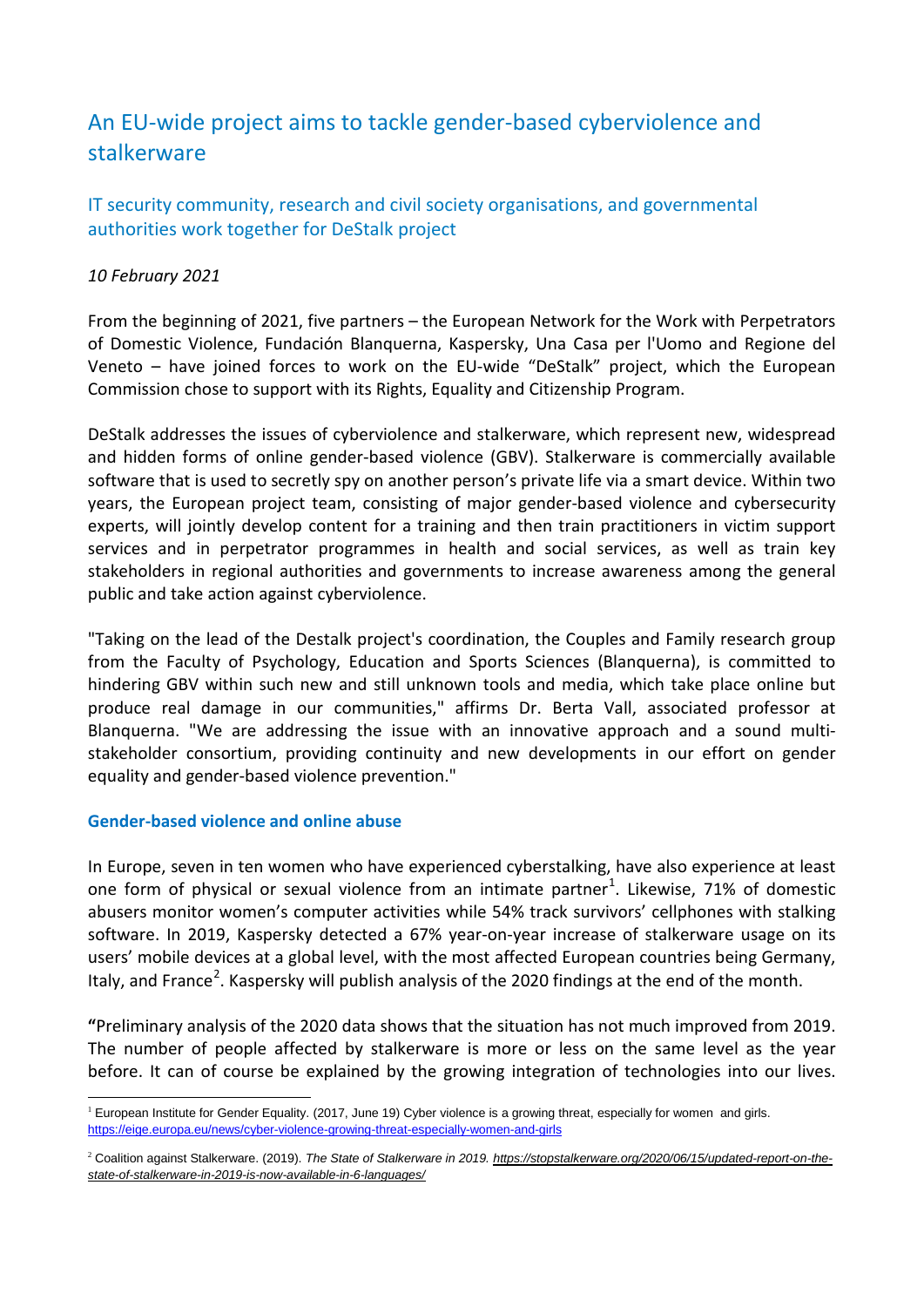# An EU-wide project aims to tackle gender-based cyberviolence and stalkerware

## IT security community, research and civil society organisations, and governmental authorities work together for DeStalk project

*10 February 2021*

From the beginning of 2021, five partners – the European Network for the Work with Perpetrators of Domestic Violence, Fundación Blanquerna, Kaspersky, Una Casa per l'Uomo and Regione del Veneto – have joined forces to work on the EU-wide "DeStalk" project, which the European Commission chose to support with its Rights, Equality and Citizenship Program.

DeStalk addresses the issues of cyberviolence and stalkerware, which represent new, widespread and hidden forms of online gender-based violence (GBV). Stalkerware is commercially available software that is used to secretly spy on another person's private life via a smart device. Within two years, the European project team, consisting of major gender-based violence and cybersecurity experts, will jointly develop content for a training and then train practitioners in victim support services and in perpetrator programmes in health and social services, as well as train key stakeholders in regional authorities and governments to increase awareness among the general public and take action against cyberviolence.

"Taking on the lead of the Destalk project's coordination, the Couples and Family research group from the Faculty of Psychology, Education and Sports Sciences (Blanquerna), is committed to hindering GBV within such new and still unknown tools and media, which take place online but produce real damage in our communities," affirms Dr. Berta Vall, associated professor at Blanquerna. "We are addressing the issue with an innovative approach and a sound multi-stakeholder consortium, providing continuity and new developments in our effort on gender equality and gender-based violence prevention."

### Gender-based violence and online abuse

In Europe, seven in ten women who have experienced cyberstalking, have also experience at least one form of physical or sexual violence from an intimate partner[1]. Likewise, 71% of domestic abusers monitor women's computer activities while 54% track survivors' cellphones with stalking software. In 2019, Kaspersky detected a 67% year-on-year increase of stalkerware usage on its users' mobile devices at a global level, with the most affected European countries being Germany, Italy, and France[2]. Kaspersky will publish analysis of the 2020 findings at the end of the month.

**"**Preliminary analysis of the 2020 data shows that the situation has not much improved from 2019. The number of people affected by stalkerware is more or less on the same level as the year before. It can of course be explained by the growing integration of technologies into our lives.

---

[1] European Institute for Gender Equality. (2017, June 19) Cyber violence is a growing threat, especially for women and girls. https://eige.europa.eu/news/cyber-violence-growing-threat-especially-women-and-girls

[2] Coalition against Stalkerware. (2019). *The State of Stalkerware in 2019.* *https://stopstalkerware.org/2020/06/15/updated-report-on-the-state-of-stalkerware-in-2019-is-now-available-in-6-languages/*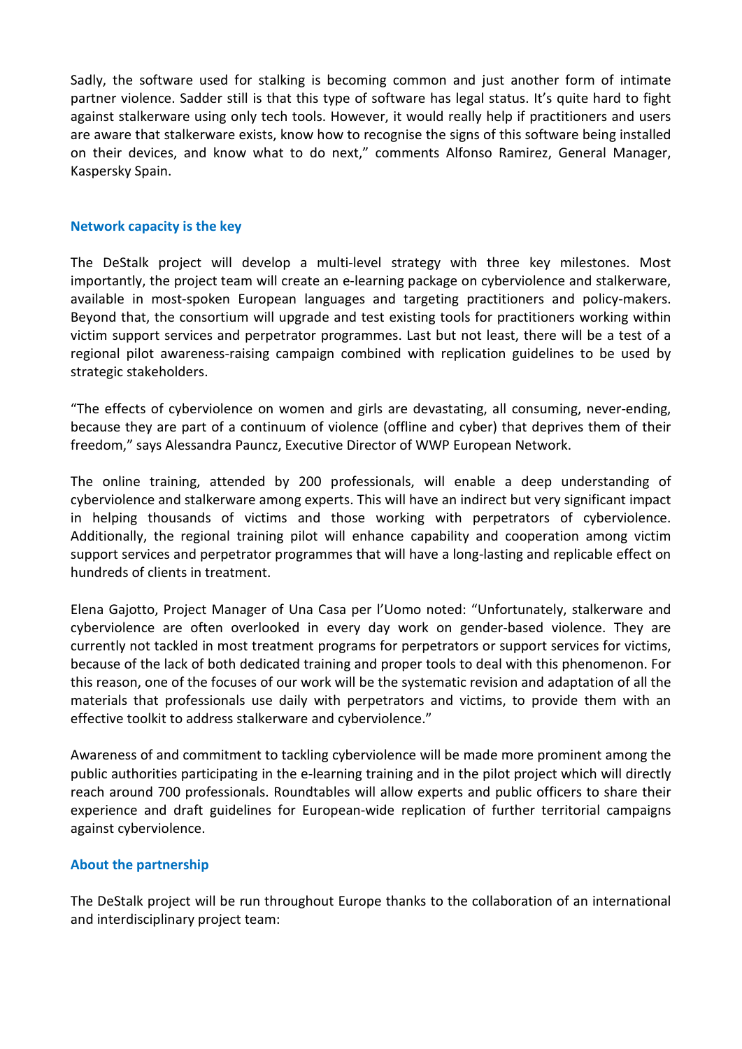Sadly, the software used for stalking is becoming common and just another form of intimate partner violence. Sadder still is that this type of software has legal status. It's quite hard to fight against stalkerware using only tech tools. However, it would really help if practitioners and users are aware that stalkerware exists, know how to recognise the signs of this software being installed on their devices, and know what to do next," comments Alfonso Ramirez, General Manager, Kaspersky Spain.

## Network capacity is the key

The DeStalk project will develop a multi-level strategy with three key milestones. Most importantly, the project team will create an e-learning package on cyberviolence and stalkerware, available in most-spoken European languages and targeting practitioners and policy-makers. Beyond that, the consortium will upgrade and test existing tools for practitioners working within victim support services and perpetrator programmes. Last but not least, there will be a test of a regional pilot awareness-raising campaign combined with replication guidelines to be used by strategic stakeholders.

"The effects of cyberviolence on women and girls are devastating, all consuming, never-ending, because they are part of a continuum of violence (offline and cyber) that deprives them of their freedom," says Alessandra Pauncz, Executive Director of WWP European Network.

The online training, attended by 200 professionals, will enable a deep understanding of cyberviolence and stalkerware among experts. This will have an indirect but very significant impact in helping thousands of victims and those working with perpetrators of cyberviolence. Additionally, the regional training pilot will enhance capability and cooperation among victim support services and perpetrator programmes that will have a long-lasting and replicable effect on hundreds of clients in treatment.

Elena Gajotto, Project Manager of Una Casa per l'Uomo noted: "Unfortunately, stalkerware and cyberviolence are often overlooked in every day work on gender-based violence. They are currently not tackled in most treatment programs for perpetrators or support services for victims, because of the lack of both dedicated training and proper tools to deal with this phenomenon. For this reason, one of the focuses of our work will be the systematic revision and adaptation of all the materials that professionals use daily with perpetrators and victims, to provide them with an effective toolkit to address stalkerware and cyberviolence."

Awareness of and commitment to tackling cyberviolence will be made more prominent among the public authorities participating in the e-learning training and in the pilot project which will directly reach around 700 professionals. Roundtables will allow experts and public officers to share their experience and draft guidelines for European-wide replication of further territorial campaigns against cyberviolence.

## About the partnership

The DeStalk project will be run throughout Europe thanks to the collaboration of an international and interdisciplinary project team: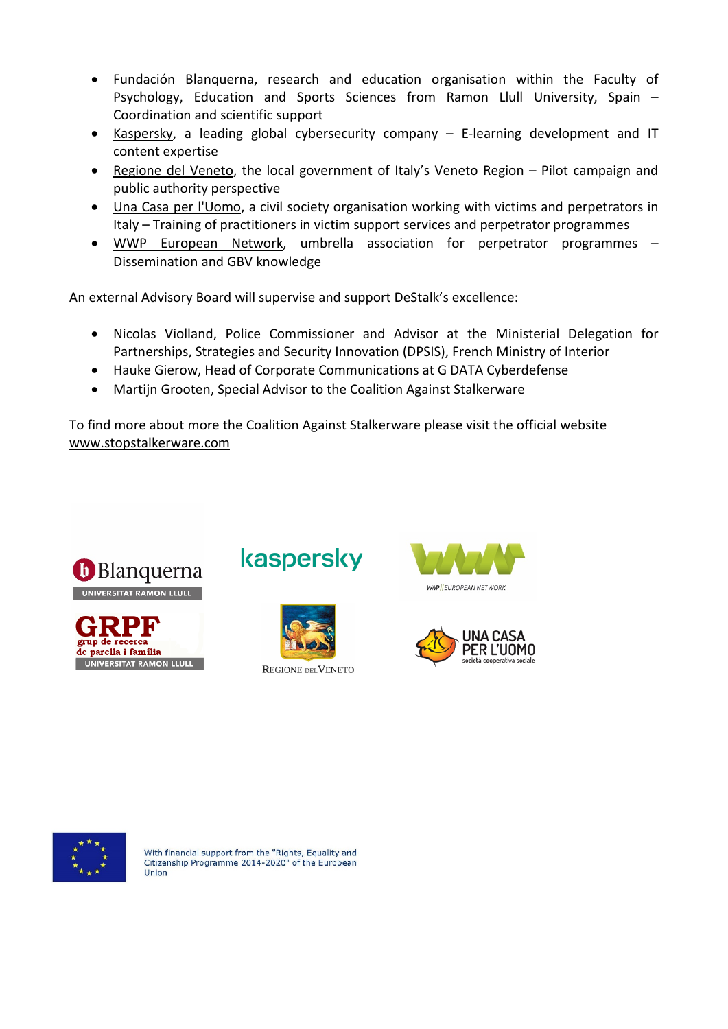- Fundación Blanquerna, research and education organisation within the Faculty of Psychology, Education and Sports Sciences from Ramon Llull University, Spain – Coordination and scientific support
- Kaspersky, a leading global cybersecurity company – E-learning development and IT content expertise
- Regione del Veneto, the local government of Italy's Veneto Region – Pilot campaign and public authority perspective
- Una Casa per l'Uomo, a civil society organisation working with victims and perpetrators in Italy – Training of practitioners in victim support services and perpetrator programmes
- WWP European Network, umbrella association for perpetrator programmes – Dissemination and GBV knowledge

An external Advisory Board will supervise and support DeStalk's excellence:

- Nicolas Violland, Police Commissioner and Advisor at the Ministerial Delegation for Partnerships, Strategies and Security Innovation (DPSIS), French Ministry of Interior
- Hauke Gierow, Head of Corporate Communications at G DATA Cyberdefense
- Martijn Grooten, Special Advisor to the Coalition Against Stalkerware

To find more about more the Coalition Against Stalkerware please visit the official website www.stopstalkerware.com

With financial support from the "Rights, Equality and Citizenship Programme 2014-2020" of the European Union